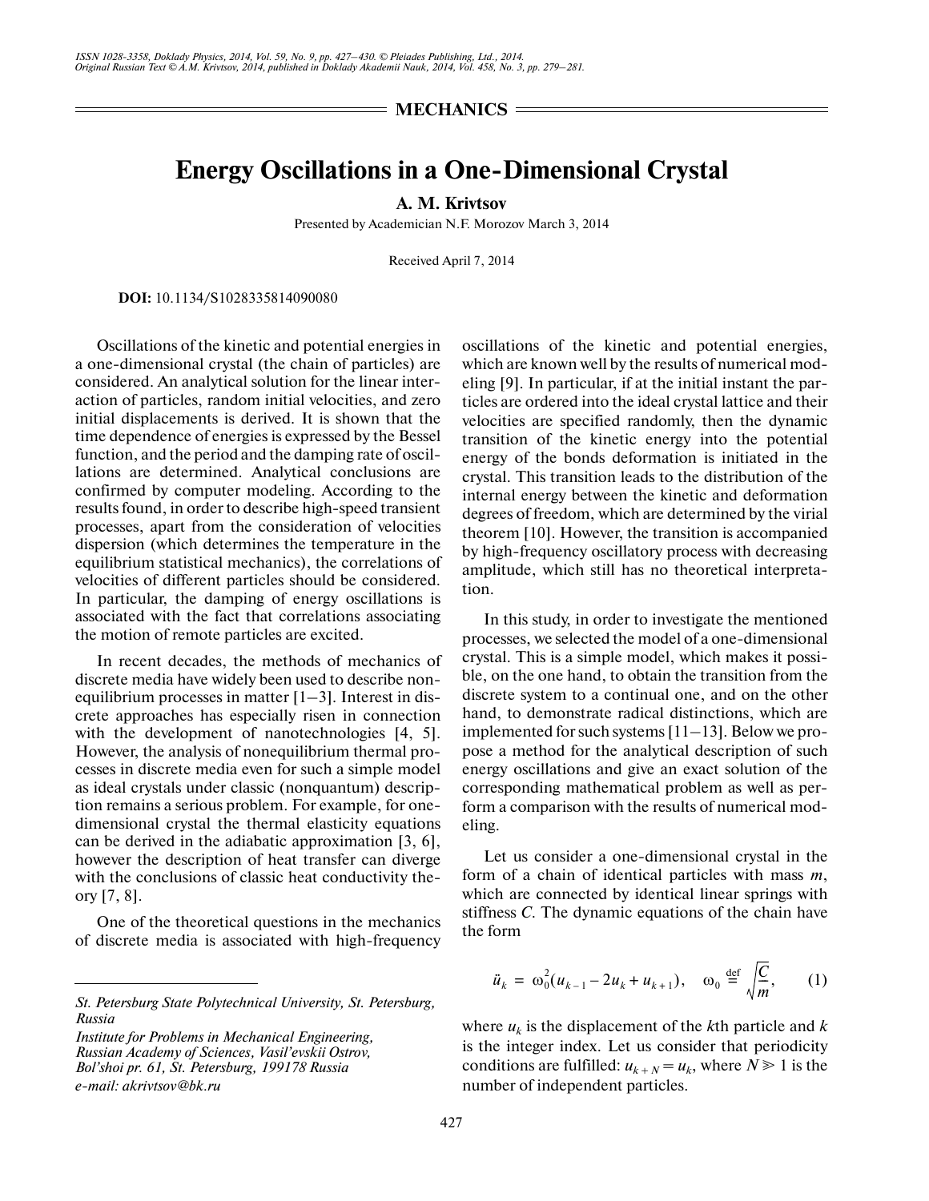## MECHANICS

# Energy Oscillations in a One-Dimensional Crystal

**A. M. Krivtsov**

Presented by Academician N.F. Morozov March 3, 2014

Received April 7, 2014

**DOI:** 10.1134/S1028335814090080

Oscillations of the kinetic and potential energies in a one-dimensional crystal (the chain of particles) are considered. An analytical solution for the linear interaction of particles, random initial velocities, and zero initial displacements is derived. It is shown that the time dependence of energies is expressed by the Bessel function, and the period and the damping rate of oscillations are determined. Analytical conclusions are confirmed by computer modeling. According to the results found, in order to describe high-speed transient processes, apart from the consideration of velocities dispersion (which determines the temperature in the equilibrium statistical mechanics), the correlations of velocities of different particles should be considered. In particular, the damping of energy oscillations is associated with the fact that correlations associating the motion of remote particles are excited.

In recent decades, the methods of mechanics of discrete media have widely been used to describe nonequilibrium processes in matter [1–3]. Interest in discrete approaches has especially risen in connection with the development of nanotechnologies [4, 5]. However, the analysis of nonequilibrium thermal processes in discrete media even for such a simple model as ideal crystals under classic (nonquantum) description remains a serious problem. For example, for one-dimensional crystal the thermal elasticity equations can be derived in the adiabatic approximation [3, 6], however the description of heat transfer can diverge with the conclusions of classic heat conductivity theory [7, 8].

One of the theoretical questions in the mechanics of discrete media is associated with high-frequency oscillations of the kinetic and potential energies, which are known well by the results of numerical modeling [9]. In particular, if at the initial instant the particles are ordered into the ideal crystal lattice and their velocities are specified randomly, then the dynamic transition of the kinetic energy into the potential energy of the bonds deformation is initiated in the crystal. This transition leads to the distribution of the internal energy between the kinetic and deformation degrees of freedom, which are determined by the virial theorem [10]. However, the transition is accompanied by high-frequency oscillatory process with decreasing amplitude, which still has no theoretical interpretation.

In this study, in order to investigate the mentioned processes, we selected the model of a one-dimensional crystal. This is a simple model, which makes it possible, on the one hand, to obtain the transition from the discrete system to a continual one, and on the other hand, to demonstrate radical distinctions, which are implemented for such systems [11–13]. Below we propose a method for the analytical description of such energy oscillations and give an exact solution of the corresponding mathematical problem as well as perform a comparison with the results of numerical modeling.

Let us consider a one-dimensional crystal in the form of a chain of identical particles with mass $m$, which are connected by identical linear springs with stiffness $C$. The dynamic equations of the chain have the form

$$\ddot{u}_k = \omega_0^2(u_{k-1} - 2u_k + u_{k+1}), \quad \omega_0 \overset{\text{def}}{=} \sqrt{\frac{C}{m}}, \tag{1}$$

where $u_k$ is the displacement of the $k$th particle and $k$ is the integer index. Let us consider that periodicity conditions are fulfilled: $u_{k+N} = u_k$, where $N \gg 1$ is the number of independent particles.

---

*St. Petersburg State Polytechnical University, St. Petersburg, Russia*

*Institute for Problems in Mechanical Engineering, Russian Academy of Sciences, Vasil'evskii Ostrov, Bol'shoi pr. 61, St. Petersburg, 199178 Russia*

*e-mail: akrivtsov@bk.ru*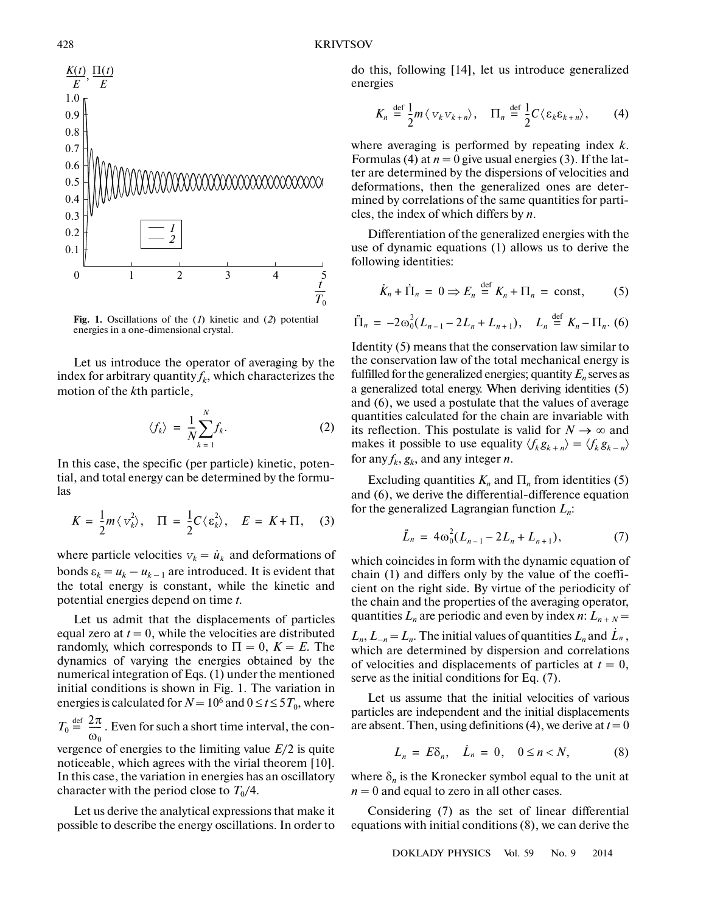Fig. 1. Oscillations of the (*1*) kinetic and (*2*) potential energies in a one-dimensional crystal.

Let us introduce the operator of averaging by the index for arbitrary quantity $f_k$, which characterizes the motion of the $k$th particle,

$$\langle f_k \rangle = \frac{1}{N}\sum_{k=1}^{N} f_k. \tag{2}$$

In this case, the specific (per particle) kinetic, potential, and total energy can be determined by the formulas

$$K = \frac{1}{2}m\langle v_k^2 \rangle, \quad \Pi = \frac{1}{2}C\langle \varepsilon_k^2 \rangle, \quad E = K + \Pi, \tag{3}$$

where particle velocities $v_k = \dot{u}_k$ and deformations of bonds $\varepsilon_k = u_k - u_{k-1}$ are introduced. It is evident that the total energy is constant, while the kinetic and potential energies depend on time $t$.

Let us admit that the displacements of particles equal zero at $t = 0$, while the velocities are distributed randomly, which corresponds to $\Pi = 0$, $K = E$. The dynamics of varying the energies obtained by the numerical integration of Eqs. (1) under the mentioned initial conditions is shown in Fig. 1. The variation in energies is calculated for $N = 10^6$ and $0 \le t \le 5T_0$, where $T_0 \overset{\text{def}}{=} \frac{2\pi}{\omega_0}$. Even for such a short time interval, the convergence of energies to the limiting value $E/2$ is quite noticeable, which agrees with the virial theorem [10]. In this case, the variation in energies has an oscillatory character with the period close to $T_0/4$.

Let us derive the analytical expressions that make it possible to describe the energy oscillations. In order to do this, following [14], let us introduce generalized energies

$$K_n \overset{\text{def}}{=} \frac{1}{2}m\langle v_k v_{k+n} \rangle, \quad \Pi_n \overset{\text{def}}{=} \frac{1}{2}C\langle \varepsilon_k \varepsilon_{k+n} \rangle, \tag{4}$$

where averaging is performed by repeating index $k$. Formulas (4) at $n = 0$ give usual energies (3). If the latter are determined by the dispersions of velocities and deformations, then the generalized ones are determined by correlations of the same quantities for particles, the index of which differs by $n$.

Differentiation of the generalized energies with the use of dynamic equations (1) allows us to derive the following identities:

$$\dot{K}_n + \dot{\Pi}_n = 0 \Rightarrow E_n \overset{\text{def}}{=} K_n + \Pi_n = \text{const}, \tag{5}$$

$$\ddot{\Pi}_n = -2\omega_0^2(L_{n-1} - 2L_n + L_{n+1}), \quad L_n \overset{\text{def}}{=} K_n - \Pi_n. \tag{6}$$

Identity (5) means that the conservation law similar to the conservation law of the total mechanical energy is fulfilled for the generalized energies; quantity $E_n$ serves as a generalized total energy. When deriving identities (5) and (6), we used a postulate that the values of average quantities calculated for the chain are invariable with its reflection. This postulate is valid for $N \to \infty$ and makes it possible to use equality $\langle f_k g_{k+n} \rangle = \langle f_k g_{k-n} \rangle$ for any $f_k$, $g_k$, and any integer $n$.

Excluding quantities $K_n$ and $\Pi_n$ from identities (5) and (6), we derive the differential-difference equation for the generalized Lagrangian function $L_n$:

$$\ddot{L}_n = 4\omega_0^2(L_{n-1} - 2L_n + L_{n+1}), \tag{7}$$

which coincides in form with the dynamic equation of chain (1) and differs only by the value of the coefficient on the right side. By virtue of the periodicity of the chain and the properties of the averaging operator, quantities $L_n$ are periodic and even by index $n$: $L_{n+N} = L_n$, $L_{-n} = L_n$. The initial values of quantities $L_n$ and $\dot{L}_n$, which are determined by dispersion and correlations of velocities and displacements of particles at $t = 0$, serve as the initial conditions for Eq. (7).

Let us assume that the initial velocities of various particles are independent and the initial displacements are absent. Then, using definitions (4), we derive at $t = 0$

$$L_n = E\delta_n, \quad \dot{L}_n = 0, \quad 0 \le n < N, \tag{8}$$

where $\delta_n$ is the Kronecker symbol equal to the unit at $n = 0$ and equal to zero in all other cases.

Considering (7) as the set of linear differential equations with initial conditions (8), we can derive the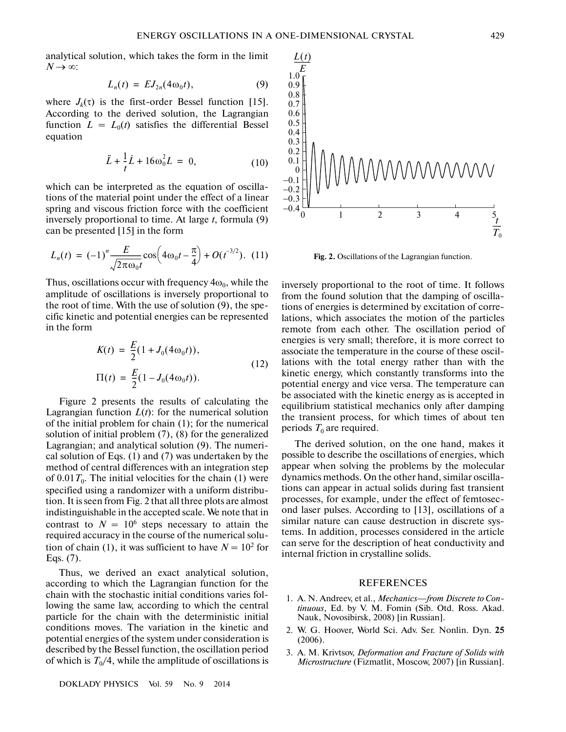analytical solution, which takes the form in the limit $N \to \infty$:

$$L_n(t) = EJ_{2n}(4\omega_0 t), \quad (9)$$

where $J_k(\tau)$ is the first-order Bessel function [15]. According to the derived solution, the Lagrangian function $L = L_0(t)$ satisfies the differential Bessel equation

$$\ddot{L} + \frac{1}{t}\dot{L} + 16\omega_0^2 L = 0, \quad (10)$$

which can be interpreted as the equation of oscillations of the material point under the effect of a linear spring and viscous friction force with the coefficient inversely proportional to time. At large $t$, formula (9) can be presented [15] in the form

$$L_n(t) = (-1)^n \frac{E}{\sqrt{2\pi\omega_0 t}} \cos\left(4\omega_0 t - \frac{\pi}{4}\right) + O(t^{-3/2}). \quad (11)$$

Thus, oscillations occur with frequency $4\omega_0$, while the amplitude of oscillations is inversely proportional to the root of time. With the use of solution (9), the specific kinetic and potential energies can be represented in the form

$$K(t) = \frac{E}{2}(1 + J_0(4\omega_0 t)),$$
$$\Pi(t) = \frac{E}{2}(1 - J_0(4\omega_0 t)). \quad (12)$$

Figure 2 presents the results of calculating the Lagrangian function $L(t)$: for the numerical solution of the initial problem for chain (1); for the numerical solution of initial problem (7), (8) for the generalized Lagrangian; and analytical solution (9). The numerical solution of Eqs. (1) and (7) was undertaken by the method of central differences with an integration step of $0.01T_0$. The initial velocities for the chain (1) were specified using a randomizer with a uniform distribution. It is seen from Fig. 2 that all three plots are almost indistinguishable in the accepted scale. We note that in contrast to $N = 10^6$ steps necessary to attain the required accuracy in the course of the numerical solution of chain (1), it was sufficient to have $N = 10^2$ for Eqs. (7).

Thus, we derived an exact analytical solution, according to which the Lagrangian function for the chain with the stochastic initial conditions varies following the same law, according to which the central particle for the chain with the deterministic initial conditions moves. The variation in the kinetic and potential energies of the system under consideration is described by the Bessel function, the oscillation period of which is $T_0/4$, while the amplitude of oscillations is inversely proportional to the root of time. It follows from the found solution that the damping of oscillations of energies is determined by excitation of correlations, which associates the motion of the particles remote from each other. The oscillation period of energies is very small; therefore, it is more correct to associate the temperature in the course of these oscillations with the total energy rather than with the kinetic energy, which constantly transforms into the potential energy and vice versa. The temperature can be associated with the kinetic energy as is accepted in equilibrium statistical mechanics only after damping the transient process, for which times of about ten periods $T_0$ are required.

**Fig. 2.** Oscillations of the Lagrangian function.

The derived solution, on the one hand, makes it possible to describe the oscillations of energies, which appear when solving the problems by the molecular dynamics methods. On the other hand, similar oscillations can appear in actual solids during fast transient processes, for example, under the effect of femtosecond laser pulses. According to [13], oscillations of a similar nature can cause destruction in discrete systems. In addition, processes considered in the article can serve for the description of heat conductivity and internal friction in crystalline solids.

## REFERENCES

1. A. N. Andreev, et al., *Mechanics—from Discrete to Continuous*, Ed. by V. M. Fomin (Sib. Otd. Ross. Akad. Nauk, Novosibirsk, 2008) [in Russian].
2. W. G. Hoover, World Sci. Adv. Ser. Nonlin. Dyn. **25** (2006).
3. A. M. Krivtsov, *Deformation and Fracture of Solids with Microstructure* (Fizmatlit, Moscow, 2007) [in Russian].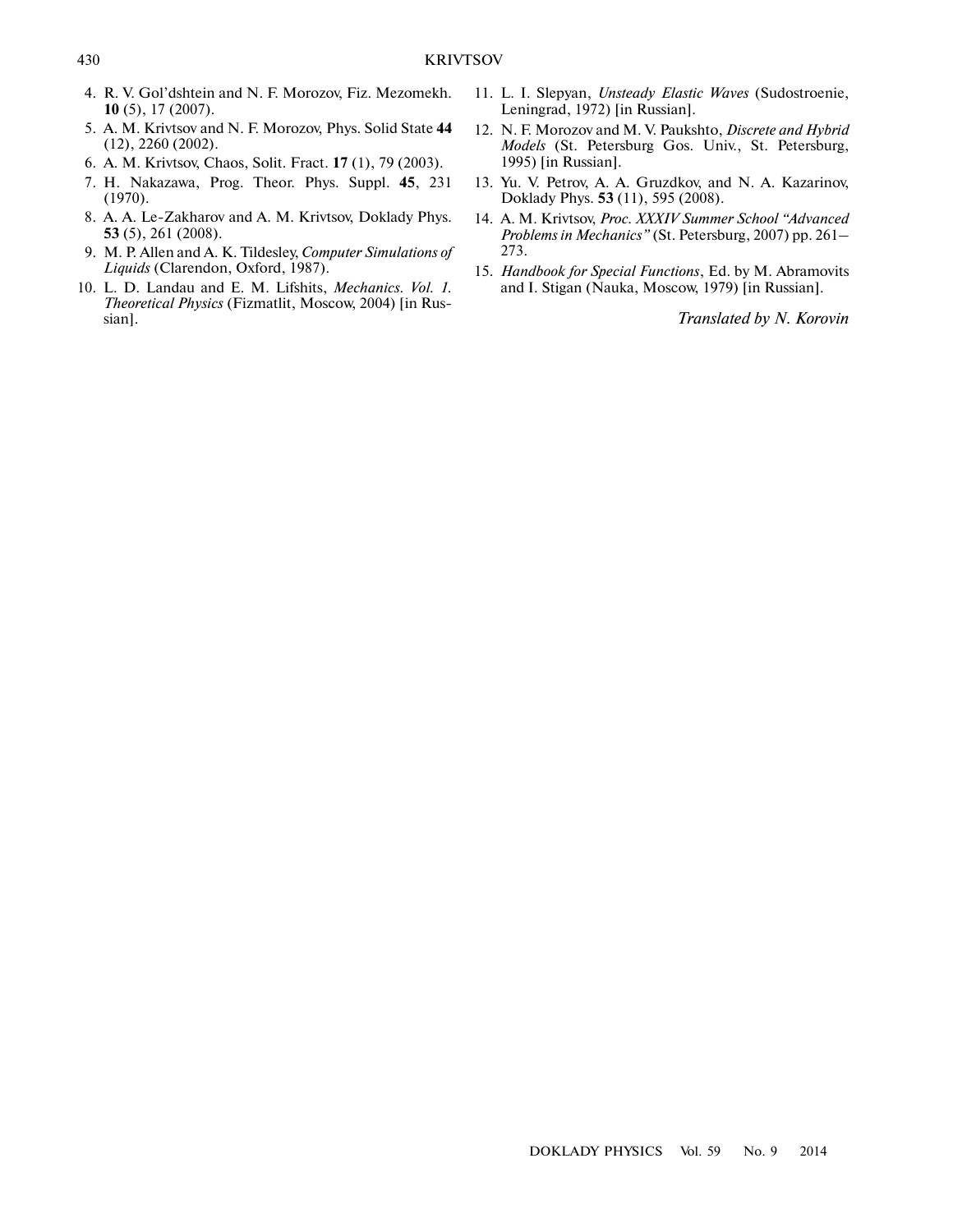4. R. V. Gol'dshtein and N. F. Morozov, Fiz. Mezomekh. **10** (5), 17 (2007).
5. A. M. Krivtsov and N. F. Morozov, Phys. Solid State **44** (12), 2260 (2002).
6. A. M. Krivtsov, Chaos, Solit. Fract. **17** (1), 79 (2003).
7. H. Nakazawa, Prog. Theor. Phys. Suppl. **45**, 231 (1970).
8. A. A. Le-Zakharov and A. M. Krivtsov, Doklady Phys. **53** (5), 261 (2008).
9. M. P. Allen and A. K. Tildesley, *Computer Simulations of Liquids* (Clarendon, Oxford, 1987).
10. L. D. Landau and E. M. Lifshits, *Mechanics. Vol. 1. Theoretical Physics* (Fizmatlit, Moscow, 2004) [in Russian].
11. L. I. Slepyan, *Unsteady Elastic Waves* (Sudostroenie, Leningrad, 1972) [in Russian].
12. N. F. Morozov and M. V. Paukshto, *Discrete and Hybrid Models* (St. Petersburg Gos. Univ., St. Petersburg, 1995) [in Russian].
13. Yu. V. Petrov, A. A. Gruzdkov, and N. A. Kazarinov, Doklady Phys. **53** (11), 595 (2008).
14. A. M. Krivtsov, *Proc. XXXIV Summer School "Advanced Problems in Mechanics"* (St. Petersburg, 2007) pp. 261–273.
15. *Handbook for Special Functions*, Ed. by M. Abramovits and I. Stigan (Nauka, Moscow, 1979) [in Russian].

*Translated by N. Korovin*